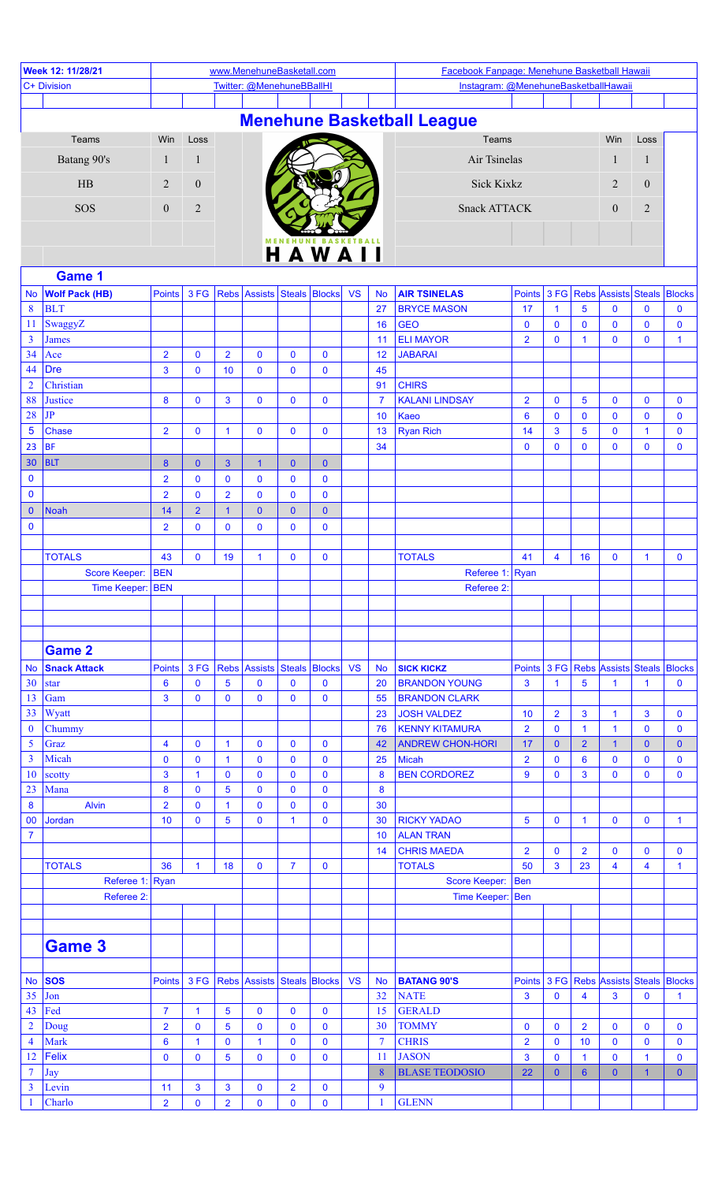| Week 12: 11/28/21 | www.MenehuneBasketball.com | Facebook Fanpage: Menehune Basketball Hawaii |
|---|---|---|
| C+ Division | Twitter: @MenehuneBBallHI | Instagram: @MenehuneBasketballHawaii |

# Menehune Basketball League

| Teams | Win | Loss | Teams | Win | Loss |
|---|---|---|---|---|---|
| Batang 90's | 1 | 1 | Air Tsinelas | 1 | 1 |
| HB | 2 | 0 | Sick Kixkz | 2 | 0 |
| SOS | 0 | 2 | Snack ATTACK | 0 | 2 |

## Game 1

| No | Wolf Pack (HB) | Points | 3 FG | Rebs | Assists | Steals | Blocks | VS | No | AIR TSINELAS | Points | 3 FG | Rebs | Assists | Steals | Blocks |
|---|---|---|---|---|---|---|---|---|---|---|---|---|---|---|---|---|
| 8 | BLT | | | | | | | | 27 | BRYCE MASON | 17 | 1 | 5 | 0 | 0 | 0 |
| 11 | SwaggyZ | | | | | | | | 16 | GEO | 0 | 0 | 0 | 0 | 0 | 0 |
| 3 | James | | | | | | | | 11 | ELI MAYOR | 2 | 0 | 1 | 0 | 0 | 1 |
| 34 | Ace | 2 | 0 | 2 | 0 | 0 | 0 | | 12 | JABARAI | | | | | | |
| 44 | Dre | 3 | 0 | 10 | 0 | 0 | 0 | | 45 | | | | | | | |
| 2 | Christian | | | | | | | | 91 | CHIRS | | | | | | |
| 88 | Justice | 8 | 0 | 3 | 0 | 0 | 0 | | 7 | KALANI LINDSAY | 2 | 0 | 5 | 0 | 0 | 0 |
| 28 | JP | | | | | | | | 10 | Kaeo | 6 | 0 | 0 | 0 | 0 | 0 |
| 5 | Chase | 2 | 0 | 1 | 0 | 0 | 0 | | 13 | Ryan Rich | 14 | 3 | 5 | 0 | 1 | 0 |
| 23 | BF | | | | | | | | 34 | | 0 | 0 | 0 | 0 | 0 | 0 |
| 30 | BLT | 8 | 0 | 3 | 1 | 0 | 0 | | | | | | | | | |
| 0 | | 2 | 0 | 0 | 0 | 0 | 0 | | | | | | | | | |
| 0 | | 2 | 0 | 2 | 0 | 0 | 0 | | | | | | | | | |
| 0 | Noah | 14 | 2 | 1 | 0 | 0 | 0 | | | | | | | | | |
| 0 | | 2 | 0 | 0 | 0 | 0 | 0 | | | | | | | | | |
| | TOTALS | 43 | 0 | 19 | 1 | 0 | 0 | | | TOTALS | 41 | 4 | 16 | 0 | 1 | 0 |
| | Score Keeper: | BEN | | | | | | | | Referee 1: | Ryan | | | | | |
| | Time Keeper: | BEN | | | | | | | | Referee 2: | | | | | | |

## Game 2

| No | Snack Attack | Points | 3 FG | Rebs | Assists | Steals | Blocks | VS | No | SICK KICKZ | Points | 3 FG | Rebs | Assists | Steals | Blocks |
|---|---|---|---|---|---|---|---|---|---|---|---|---|---|---|---|---|
| 30 | star | 6 | 0 | 5 | 0 | 0 | 0 | | 20 | BRANDON YOUNG | 3 | 1 | 5 | 1 | 1 | 0 |
| 13 | Gam | 3 | 0 | 0 | 0 | 0 | 0 | | 55 | BRANDON CLARK | | | | | | |
| 33 | Wyatt | | | | | | | | 23 | JOSH VALDEZ | 10 | 2 | 3 | 1 | 3 | 0 |
| 0 | Chummy | | | | | | | | 76 | KENNY KITAMURA | 2 | 0 | 1 | 1 | 0 | 0 |
| 5 | Graz | 4 | 0 | 1 | 0 | 0 | 0 | | 42 | ANDREW CHON-HORI | 17 | 0 | 2 | 1 | 0 | 0 |
| 3 | Micah | 0 | 0 | 1 | 0 | 0 | 0 | | 25 | Micah | 2 | 0 | 6 | 0 | 0 | 0 |
| 10 | scotty | 3 | 1 | 0 | 0 | 0 | 0 | | 8 | BEN CORDOREZ | 9 | 0 | 3 | 0 | 0 | 0 |
| 23 | Mana | 8 | 0 | 5 | 0 | 0 | 0 | | 8 | | | | | | | |
| 8 | Alvin | 2 | 0 | 1 | 0 | 0 | 0 | | 30 | | | | | | | |
| 00 | Jordan | 10 | 0 | 5 | 0 | 1 | 0 | | 30 | RICKY YADAO | 5 | 0 | 1 | 0 | 0 | 1 |
| 7 | | | | | | | | | 10 | ALAN TRAN | | | | | | |
| | | | | | | | | | 14 | CHRIS MAEDA | 2 | 0 | 2 | 0 | 0 | 0 |
| | TOTALS | 36 | 1 | 18 | 0 | 7 | 0 | | | TOTALS | 50 | 3 | 23 | 4 | 4 | 1 |
| | Referee 1: | Ryan | | | | | | | | Score Keeper: | Ben | | | | | |
| | Referee 2: | | | | | | | | | Time Keeper: | Ben | | | | | |

## Game 3

| No | SOS | Points | 3 FG | Rebs | Assists | Steals | Blocks | VS | No | BATANG 90'S | Points | 3 FG | Rebs | Assists | Steals | Blocks |
|---|---|---|---|---|---|---|---|---|---|---|---|---|---|---|---|---|
| 35 | Jon | | | | | | | | 32 | NATE | 3 | 0 | 4 | 3 | 0 | 1 |
| 43 | Fed | 7 | 1 | 5 | 0 | 0 | 0 | | 15 | GERALD | | | | | | |
| 2 | Doug | 2 | 0 | 5 | 0 | 0 | 0 | | 30 | TOMMY | 0 | 0 | 2 | 0 | 0 | 0 |
| 4 | Mark | 6 | 1 | 0 | 1 | 0 | 0 | | 7 | CHRIS | 2 | 0 | 10 | 0 | 0 | 0 |
| 12 | Felix | 0 | 0 | 5 | 0 | 0 | 0 | | 11 | JASON | 3 | 0 | 1 | 0 | 1 | 0 |
| 7 | Jay | | | | | | | | 8 | BLASE TEODOSIO | 22 | 0 | 6 | 0 | 1 | 0 |
| 3 | Levin | 11 | 3 | 3 | 0 | 2 | 0 | | 9 | | | | | | | |
| 1 | Charlo | 2 | 0 | 2 | 0 | 0 | 0 | | 1 | GLENN | | | | | | |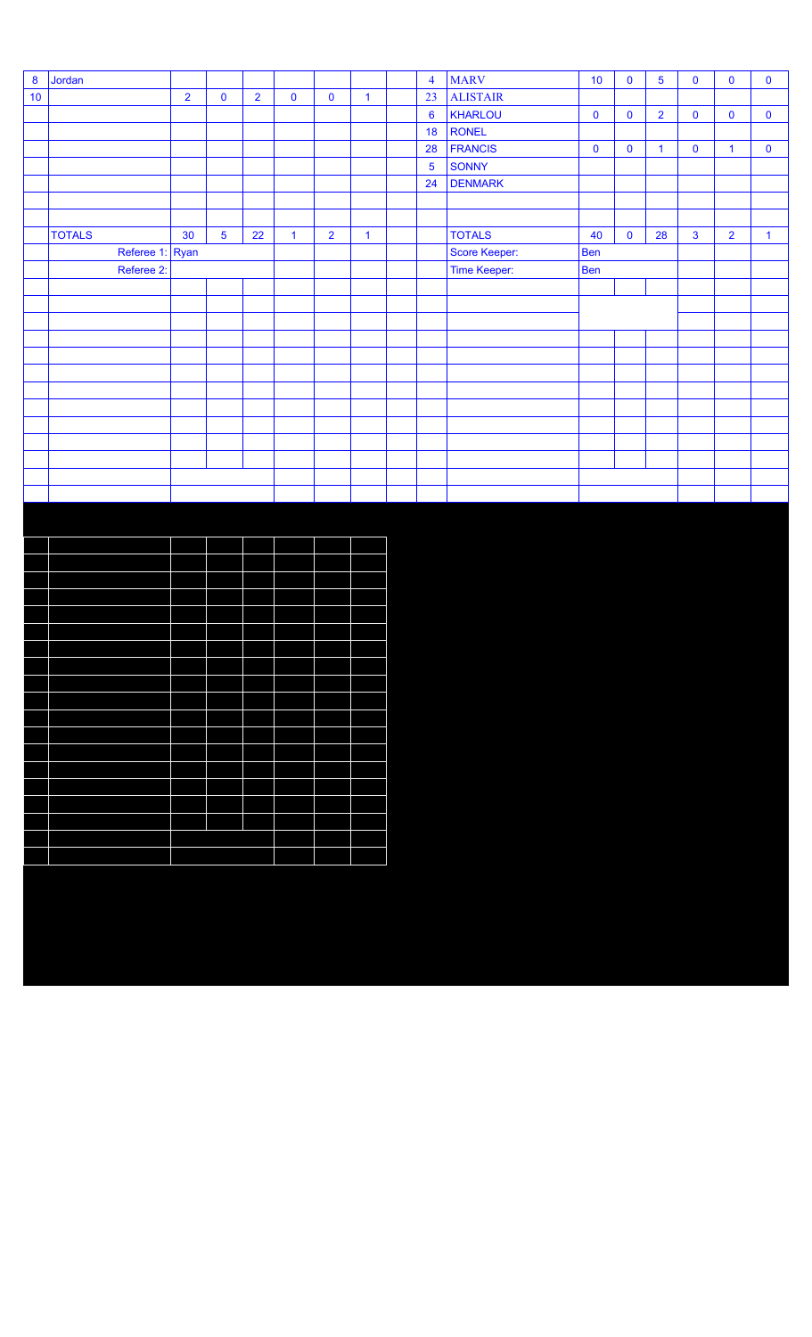| | | | | | | | | | | | | | | | | |
|---|---|---|---|---|---|---|---|---|---|---|---|---|---|---|---|---|
| 8 | Jordan | | | | | | | | 4 | MARV | 10 | 0 | 5 | 0 | 0 | 0 |
| 10 | | 2 | 0 | 2 | 0 | 0 | 1 | | 23 | ALISTAIR | | | | | | |
| | | | | | | | | | 6 | KHARLOU | 0 | 0 | 2 | 0 | 0 | 0 |
| | | | | | | | | | 18 | RONEL | | | | | | |
| | | | | | | | | | 28 | FRANCIS | 0 | 0 | 1 | 0 | 1 | 0 |
| | | | | | | | | | 5 | SONNY | | | | | | |
| | | | | | | | | | 24 | DENMARK | | | | | | |
| | | | | | | | | | | | | | | | | |
| | | | | | | | | | | | | | | | | |
| | TOTALS | 30 | 5 | 22 | 1 | 2 | 1 | | | TOTALS | 40 | 0 | 28 | 3 | 2 | 1 |
| | Referee 1: | Ryan | | | | | | | | Score Keeper: | Ben | | | | | |
| | Referee 2: | | | | | | | | | Time Keeper: | Ben | | | | | |